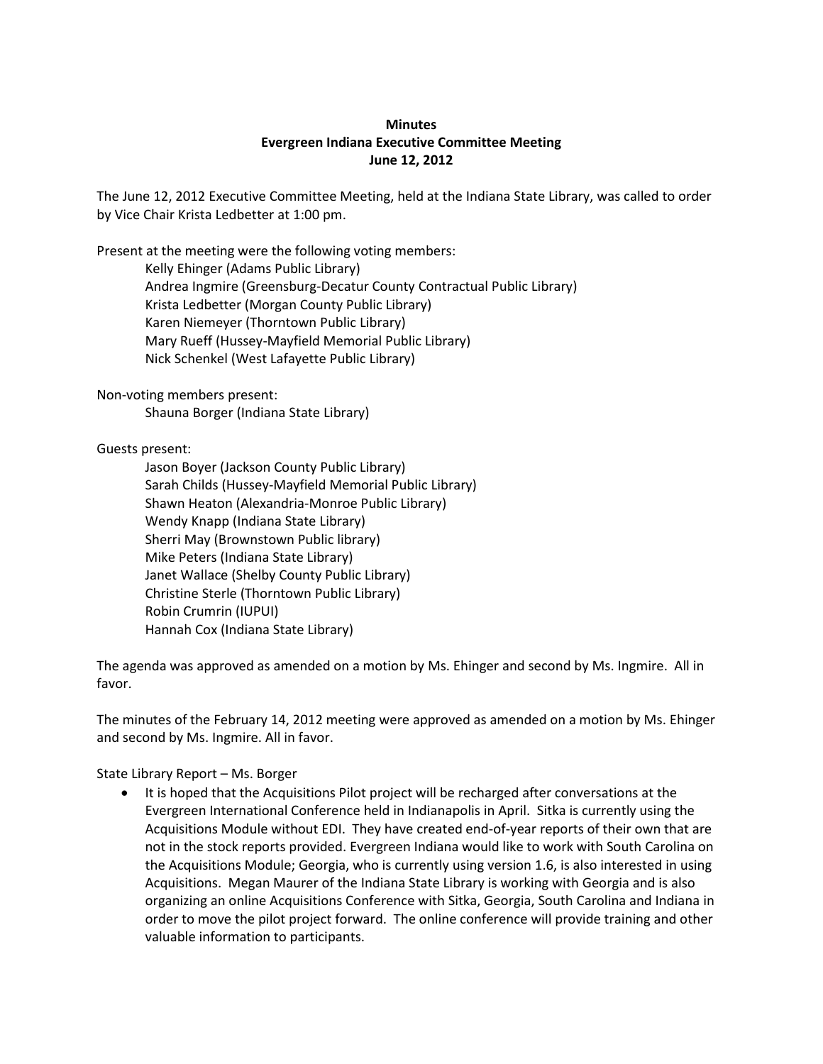**Minutes**
**Evergreen Indiana Executive Committee Meeting**
**June 12, 2012**

The June 12, 2012 Executive Committee Meeting, held at the Indiana State Library, was called to order by Vice Chair Krista Ledbetter at 1:00 pm.

Present at the meeting were the following voting members:

Kelly Ehinger (Adams Public Library)
Andrea Ingmire (Greensburg-Decatur County Contractual Public Library)
Krista Ledbetter (Morgan County Public Library)
Karen Niemeyer (Thorntown Public Library)
Mary Rueff (Hussey-Mayfield Memorial Public Library)
Nick Schenkel (West Lafayette Public Library)

Non-voting members present:

Shauna Borger (Indiana State Library)

Guests present:

Jason Boyer (Jackson County Public Library)
Sarah Childs (Hussey-Mayfield Memorial Public Library)
Shawn Heaton (Alexandria-Monroe Public Library)
Wendy Knapp (Indiana State Library)
Sherri May (Brownstown Public library)
Mike Peters (Indiana State Library)
Janet Wallace (Shelby County Public Library)
Christine Sterle (Thorntown Public Library)
Robin Crumrin (IUPUI)
Hannah Cox (Indiana State Library)

The agenda was approved as amended on a motion by Ms. Ehinger and second by Ms. Ingmire. All in favor.

The minutes of the February 14, 2012 meeting were approved as amended on a motion by Ms. Ehinger and second by Ms. Ingmire. All in favor.

State Library Report – Ms. Borger

- It is hoped that the Acquisitions Pilot project will be recharged after conversations at the Evergreen International Conference held in Indianapolis in April. Sitka is currently using the Acquisitions Module without EDI. They have created end-of-year reports of their own that are not in the stock reports provided. Evergreen Indiana would like to work with South Carolina on the Acquisitions Module; Georgia, who is currently using version 1.6, is also interested in using Acquisitions. Megan Maurer of the Indiana State Library is working with Georgia and is also organizing an online Acquisitions Conference with Sitka, Georgia, South Carolina and Indiana in order to move the pilot project forward. The online conference will provide training and other valuable information to participants.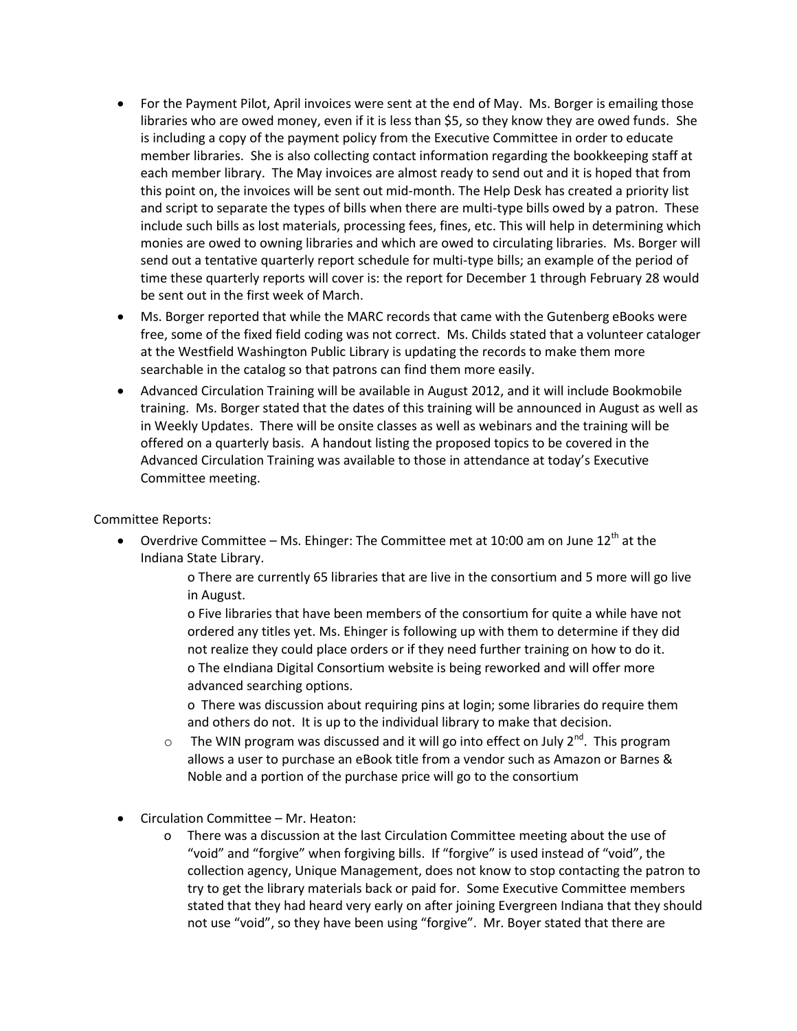- For the Payment Pilot, April invoices were sent at the end of May. Ms. Borger is emailing those libraries who are owed money, even if it is less than $5, so they know they are owed funds. She is including a copy of the payment policy from the Executive Committee in order to educate member libraries. She is also collecting contact information regarding the bookkeeping staff at each member library. The May invoices are almost ready to send out and it is hoped that from this point on, the invoices will be sent out mid-month. The Help Desk has created a priority list and script to separate the types of bills when there are multi-type bills owed by a patron. These include such bills as lost materials, processing fees, fines, etc. This will help in determining which monies are owed to owning libraries and which are owed to circulating libraries. Ms. Borger will send out a tentative quarterly report schedule for multi-type bills; an example of the period of time these quarterly reports will cover is: the report for December 1 through February 28 would be sent out in the first week of March.
- Ms. Borger reported that while the MARC records that came with the Gutenberg eBooks were free, some of the fixed field coding was not correct. Ms. Childs stated that a volunteer cataloger at the Westfield Washington Public Library is updating the records to make them more searchable in the catalog so that patrons can find them more easily.
- Advanced Circulation Training will be available in August 2012, and it will include Bookmobile training. Ms. Borger stated that the dates of this training will be announced in August as well as in Weekly Updates. There will be onsite classes as well as webinars and the training will be offered on a quarterly basis. A handout listing the proposed topics to be covered in the Advanced Circulation Training was available to those in attendance at today's Executive Committee meeting.

Committee Reports:

- Overdrive Committee – Ms. Ehinger: The Committee met at 10:00 am on June 12th at the Indiana State Library.
  - There are currently 65 libraries that are live in the consortium and 5 more will go live in August.
  - Five libraries that have been members of the consortium for quite a while have not ordered any titles yet. Ms. Ehinger is following up with them to determine if they did not realize they could place orders or if they need further training on how to do it.
  - The eIndiana Digital Consortium website is being reworked and will offer more advanced searching options.
  - There was discussion about requiring pins at login; some libraries do require them and others do not. It is up to the individual library to make that decision.
  - The WIN program was discussed and it will go into effect on July 2nd. This program allows a user to purchase an eBook title from a vendor such as Amazon or Barnes & Noble and a portion of the purchase price will go to the consortium
- Circulation Committee – Mr. Heaton:
  - There was a discussion at the last Circulation Committee meeting about the use of "void" and "forgive" when forgiving bills. If "forgive" is used instead of "void", the collection agency, Unique Management, does not know to stop contacting the patron to try to get the library materials back or paid for. Some Executive Committee members stated that they had heard very early on after joining Evergreen Indiana that they should not use "void", so they have been using "forgive". Mr. Boyer stated that there are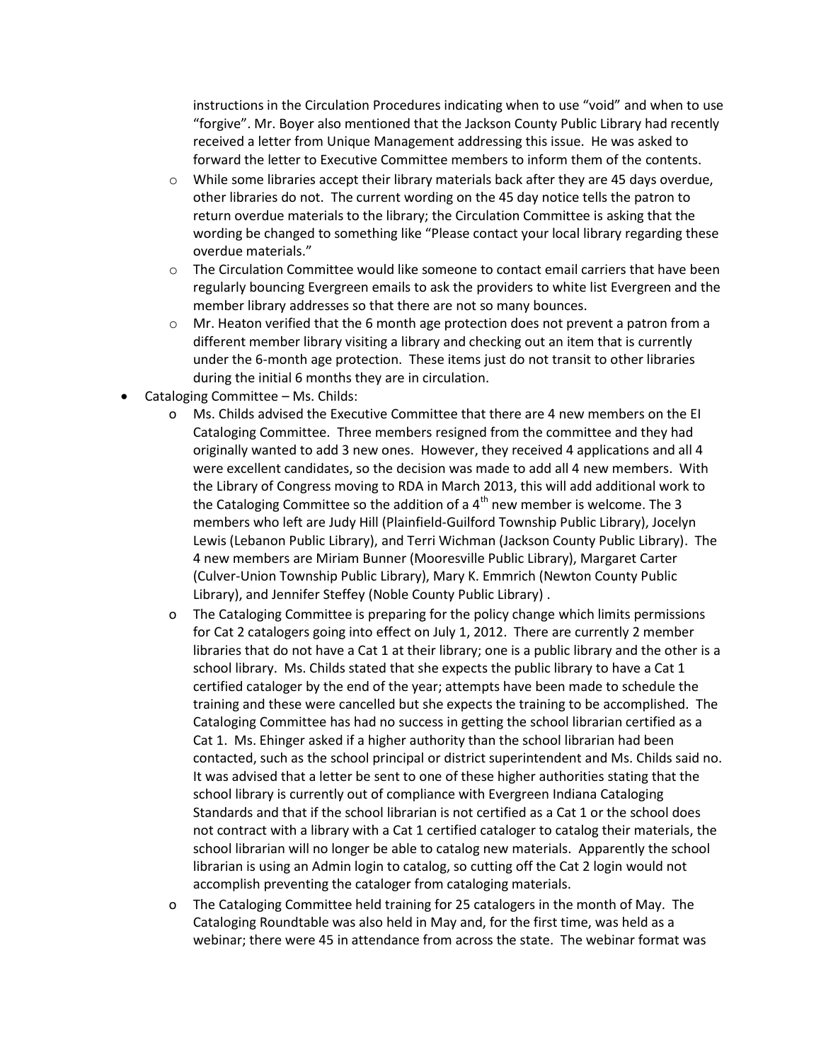instructions in the Circulation Procedures indicating when to use "void" and when to use "forgive". Mr. Boyer also mentioned that the Jackson County Public Library had recently received a letter from Unique Management addressing this issue. He was asked to forward the letter to Executive Committee members to inform them of the contents.

  - While some libraries accept their library materials back after they are 45 days overdue, other libraries do not. The current wording on the 45 day notice tells the patron to return overdue materials to the library; the Circulation Committee is asking that the wording be changed to something like "Please contact your local library regarding these overdue materials."
  - The Circulation Committee would like someone to contact email carriers that have been regularly bouncing Evergreen emails to ask the providers to white list Evergreen and the member library addresses so that there are not so many bounces.
  - Mr. Heaton verified that the 6 month age protection does not prevent a patron from a different member library visiting a library and checking out an item that is currently under the 6-month age protection. These items just do not transit to other libraries during the initial 6 months they are in circulation.

- Cataloging Committee – Ms. Childs:
  - Ms. Childs advised the Executive Committee that there are 4 new members on the EI Cataloging Committee. Three members resigned from the committee and they had originally wanted to add 3 new ones. However, they received 4 applications and all 4 were excellent candidates, so the decision was made to add all 4 new members. With the Library of Congress moving to RDA in March 2013, this will add additional work to the Cataloging Committee so the addition of a 4th new member is welcome. The 3 members who left are Judy Hill (Plainfield-Guilford Township Public Library), Jocelyn Lewis (Lebanon Public Library), and Terri Wichman (Jackson County Public Library). The 4 new members are Miriam Bunner (Mooresville Public Library), Margaret Carter (Culver-Union Township Public Library), Mary K. Emmrich (Newton County Public Library), and Jennifer Steffey (Noble County Public Library) .
  - The Cataloging Committee is preparing for the policy change which limits permissions for Cat 2 catalogers going into effect on July 1, 2012. There are currently 2 member libraries that do not have a Cat 1 at their library; one is a public library and the other is a school library. Ms. Childs stated that she expects the public library to have a Cat 1 certified cataloger by the end of the year; attempts have been made to schedule the training and these were cancelled but she expects the training to be accomplished. The Cataloging Committee has had no success in getting the school librarian certified as a Cat 1. Ms. Ehinger asked if a higher authority than the school librarian had been contacted, such as the school principal or district superintendent and Ms. Childs said no. It was advised that a letter be sent to one of these higher authorities stating that the school library is currently out of compliance with Evergreen Indiana Cataloging Standards and that if the school librarian is not certified as a Cat 1 or the school does not contract with a library with a Cat 1 certified cataloger to catalog their materials, the school librarian will no longer be able to catalog new materials. Apparently the school librarian is using an Admin login to catalog, so cutting off the Cat 2 login would not accomplish preventing the cataloger from cataloging materials.
  - The Cataloging Committee held training for 25 catalogers in the month of May. The Cataloging Roundtable was also held in May and, for the first time, was held as a webinar; there were 45 in attendance from across the state. The webinar format was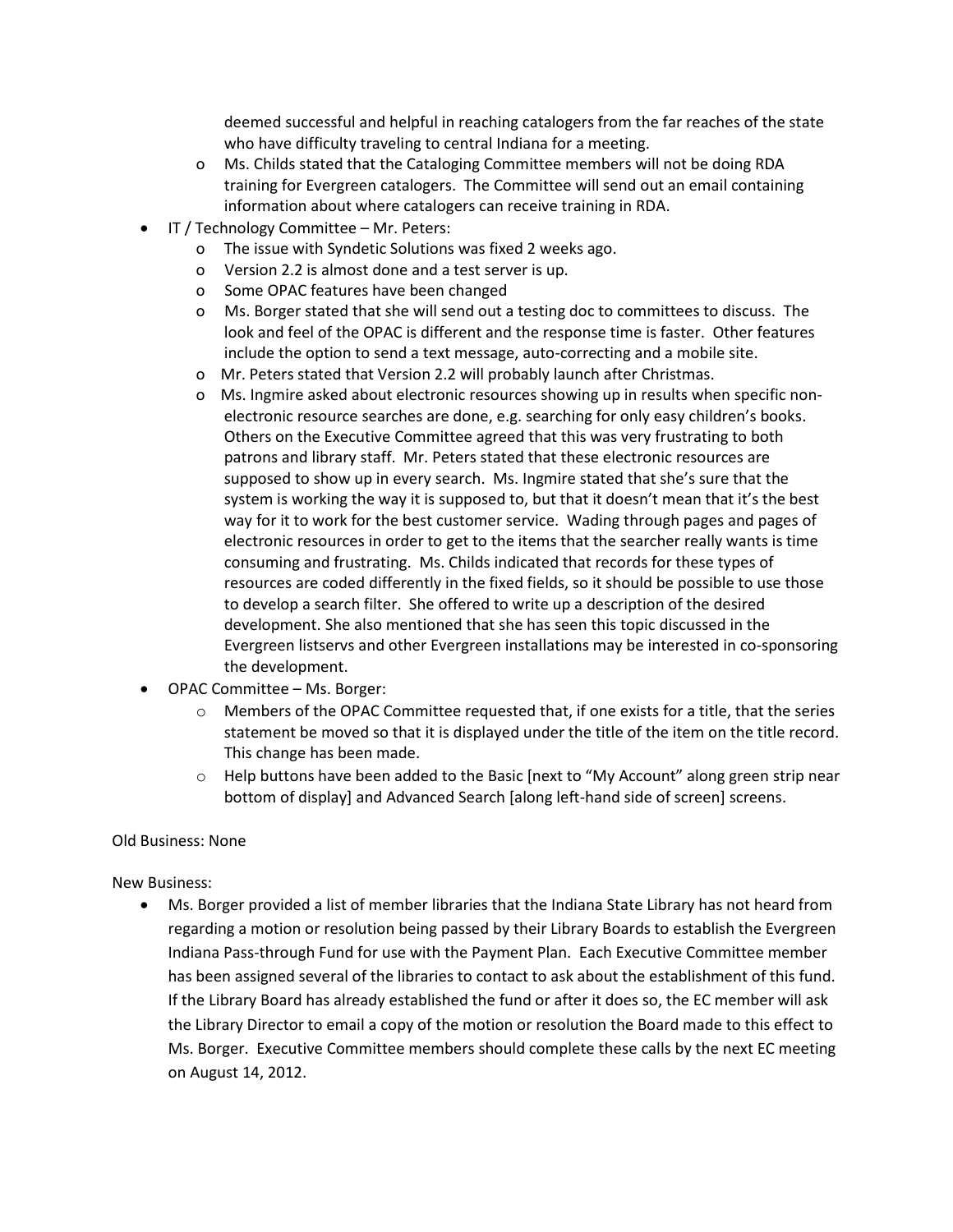deemed successful and helpful in reaching catalogers from the far reaches of the state who have difficulty traveling to central Indiana for a meeting.
    - Ms. Childs stated that the Cataloging Committee members will not be doing RDA training for Evergreen catalogers. The Committee will send out an email containing information about where catalogers can receive training in RDA.
- IT / Technology Committee – Mr. Peters:
    - The issue with Syndetic Solutions was fixed 2 weeks ago.
    - Version 2.2 is almost done and a test server is up.
    - Some OPAC features have been changed
    - Ms. Borger stated that she will send out a testing doc to committees to discuss. The look and feel of the OPAC is different and the response time is faster. Other features include the option to send a text message, auto-correcting and a mobile site.
    - Mr. Peters stated that Version 2.2 will probably launch after Christmas.
    - Ms. Ingmire asked about electronic resources showing up in results when specific non-electronic resource searches are done, e.g. searching for only easy children's books. Others on the Executive Committee agreed that this was very frustrating to both patrons and library staff. Mr. Peters stated that these electronic resources are supposed to show up in every search. Ms. Ingmire stated that she's sure that the system is working the way it is supposed to, but that it doesn't mean that it's the best way for it to work for the best customer service. Wading through pages and pages of electronic resources in order to get to the items that the searcher really wants is time consuming and frustrating. Ms. Childs indicated that records for these types of resources are coded differently in the fixed fields, so it should be possible to use those to develop a search filter. She offered to write up a description of the desired development. She also mentioned that she has seen this topic discussed in the Evergreen listservs and other Evergreen installations may be interested in co-sponsoring the development.
- OPAC Committee – Ms. Borger:
    - Members of the OPAC Committee requested that, if one exists for a title, that the series statement be moved so that it is displayed under the title of the item on the title record. This change has been made.
    - Help buttons have been added to the Basic [next to "My Account" along green strip near bottom of display] and Advanced Search [along left-hand side of screen] screens.

Old Business: None

New Business:

- Ms. Borger provided a list of member libraries that the Indiana State Library has not heard from regarding a motion or resolution being passed by their Library Boards to establish the Evergreen Indiana Pass-through Fund for use with the Payment Plan. Each Executive Committee member has been assigned several of the libraries to contact to ask about the establishment of this fund. If the Library Board has already established the fund or after it does so, the EC member will ask the Library Director to email a copy of the motion or resolution the Board made to this effect to Ms. Borger. Executive Committee members should complete these calls by the next EC meeting on August 14, 2012.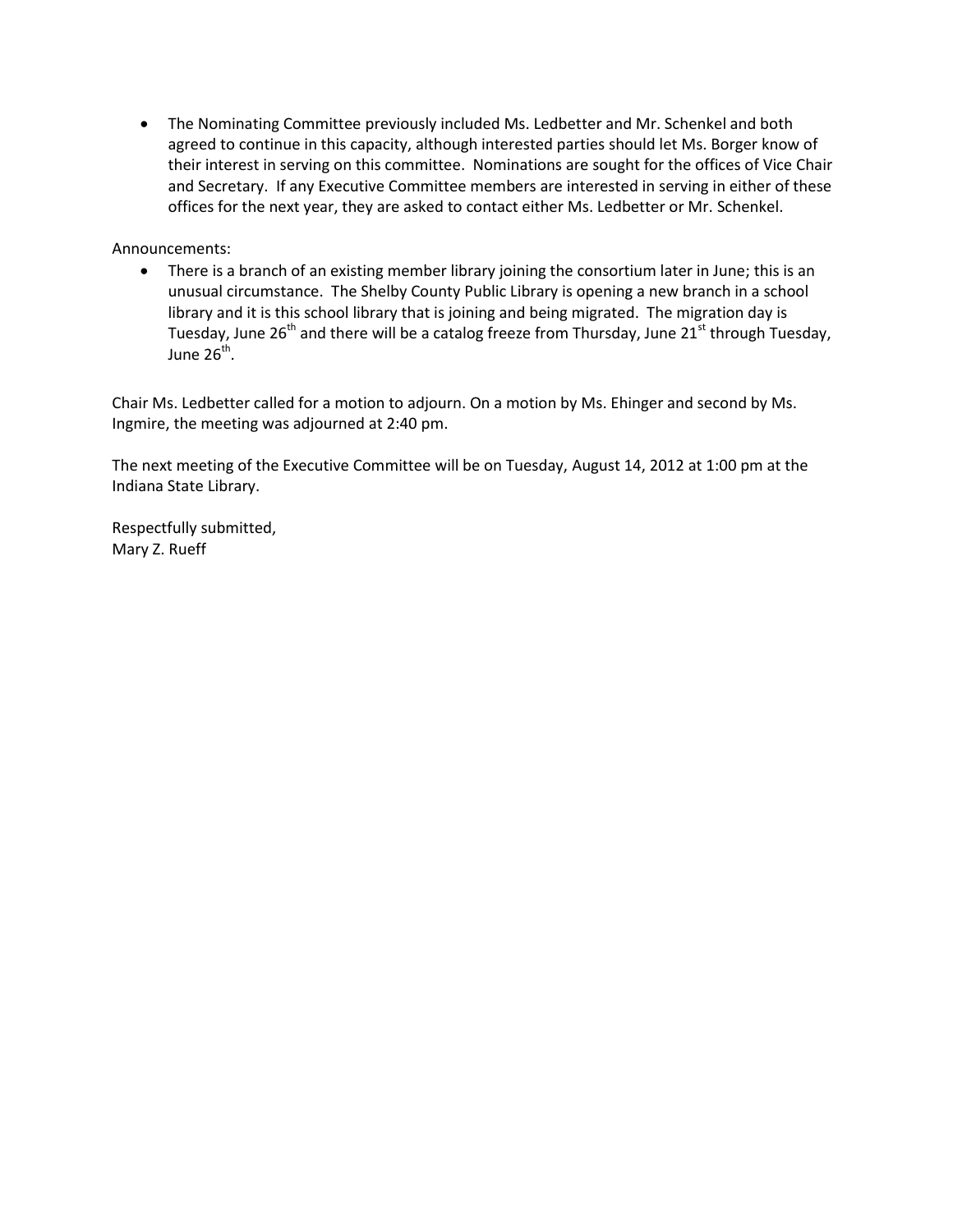- The Nominating Committee previously included Ms. Ledbetter and Mr. Schenkel and both agreed to continue in this capacity, although interested parties should let Ms. Borger know of their interest in serving on this committee. Nominations are sought for the offices of Vice Chair and Secretary. If any Executive Committee members are interested in serving in either of these offices for the next year, they are asked to contact either Ms. Ledbetter or Mr. Schenkel.

Announcements:

- There is a branch of an existing member library joining the consortium later in June; this is an unusual circumstance. The Shelby County Public Library is opening a new branch in a school library and it is this school library that is joining and being migrated. The migration day is Tuesday, June 26th and there will be a catalog freeze from Thursday, June 21st through Tuesday, June 26th.

Chair Ms. Ledbetter called for a motion to adjourn. On a motion by Ms. Ehinger and second by Ms. Ingmire, the meeting was adjourned at 2:40 pm.

The next meeting of the Executive Committee will be on Tuesday, August 14, 2012 at 1:00 pm at the Indiana State Library.

Respectfully submitted,
Mary Z. Rueff